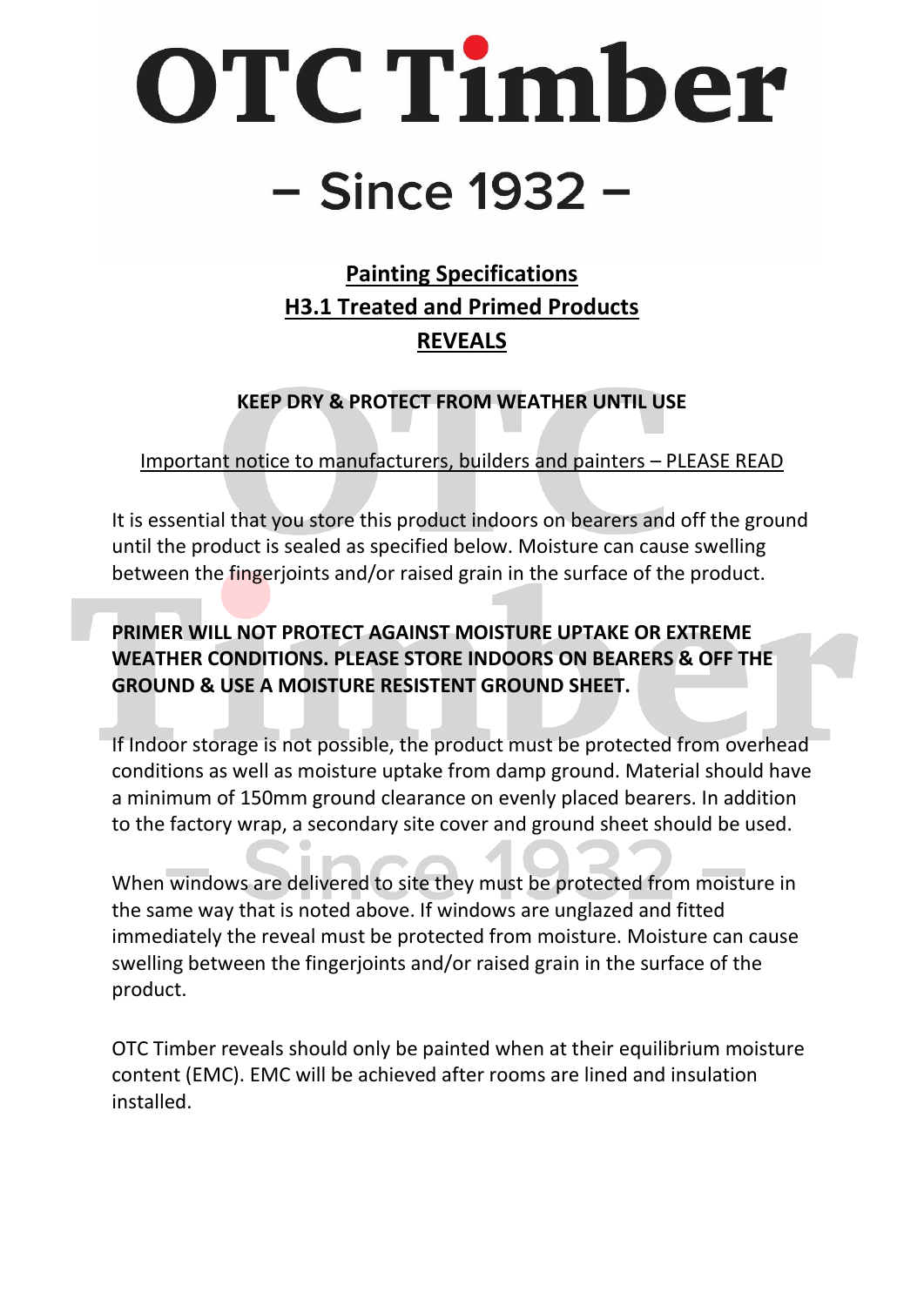# OTC Timber

## – Since 1932 –

**Painting Specifications**
**H3.1 Treated and Primed Products**
**REVEALS**

**KEEP DRY & PROTECT FROM WEATHER UNTIL USE**

Important notice to manufacturers, builders and painters – PLEASE READ

It is essential that you store this product indoors on bearers and off the ground until the product is sealed as specified below. Moisture can cause swelling between the fingerjoints and/or raised grain in the surface of the product.

**PRIMER WILL NOT PROTECT AGAINST MOISTURE UPTAKE OR EXTREME WEATHER CONDITIONS. PLEASE STORE INDOORS ON BEARERS & OFF THE GROUND & USE A MOISTURE RESISTENT GROUND SHEET.**

If Indoor storage is not possible, the product must be protected from overhead conditions as well as moisture uptake from damp ground. Material should have a minimum of 150mm ground clearance on evenly placed bearers. In addition to the factory wrap, a secondary site cover and ground sheet should be used.

When windows are delivered to site they must be protected from moisture in the same way that is noted above. If windows are unglazed and fitted immediately the reveal must be protected from moisture. Moisture can cause swelling between the fingerjoints and/or raised grain in the surface of the product.

OTC Timber reveals should only be painted when at their equilibrium moisture content (EMC). EMC will be achieved after rooms are lined and insulation installed.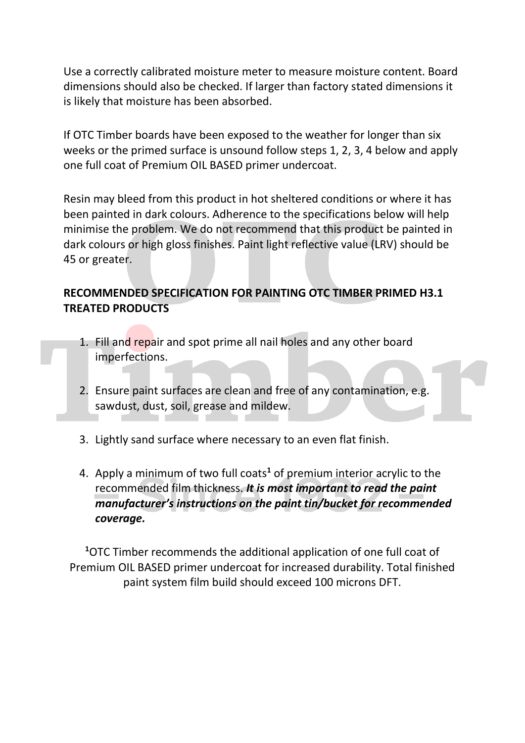Use a correctly calibrated moisture meter to measure moisture content. Board dimensions should also be checked. If larger than factory stated dimensions it is likely that moisture has been absorbed.

If OTC Timber boards have been exposed to the weather for longer than six weeks or the primed surface is unsound follow steps 1, 2, 3, 4 below and apply one full coat of Premium OIL BASED primer undercoat.

Resin may bleed from this product in hot sheltered conditions or where it has been painted in dark colours. Adherence to the specifications below will help minimise the problem. We do not recommend that this product be painted in dark colours or high gloss finishes. Paint light reflective value (LRV) should be 45 or greater.

**RECOMMENDED SPECIFICATION FOR PAINTING OTC TIMBER PRIMED H3.1 TREATED PRODUCTS**

1. Fill and repair and spot prime all nail holes and any other board imperfections.

2. Ensure paint surfaces are clean and free of any contamination, e.g. sawdust, dust, soil, grease and mildew.

3. Lightly sand surface where necessary to an even flat finish.

4. Apply a minimum of two full coats[1] of premium interior acrylic to the recommended film thickness. ***It is most important to read the paint manufacturer's instructions on the paint tin/bucket for recommended coverage.***

[1]OTC Timber recommends the additional application of one full coat of Premium OIL BASED primer undercoat for increased durability. Total finished paint system film build should exceed 100 microns DFT.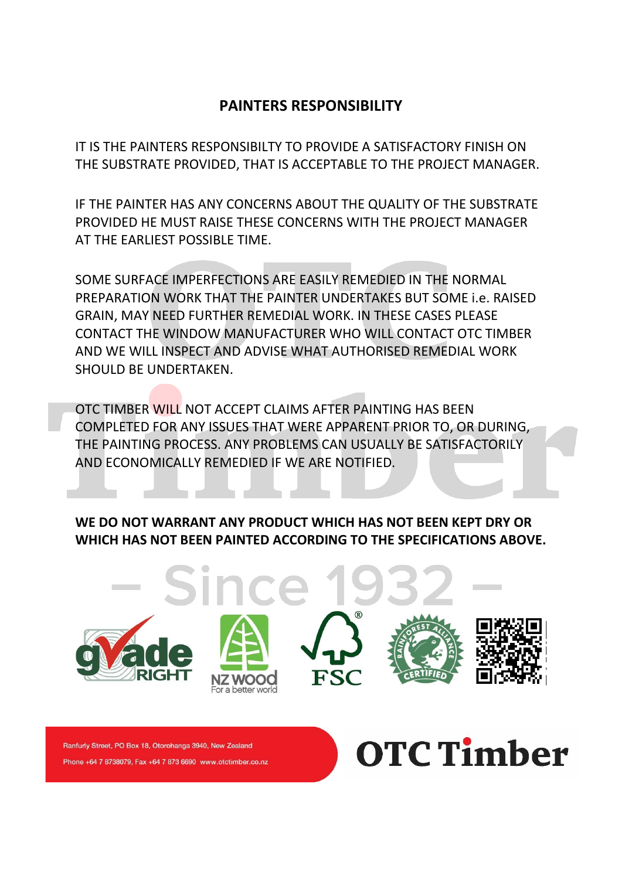## PAINTERS RESPONSIBILITY

IT IS THE PAINTERS RESPONSIBILTY TO PROVIDE A SATISFACTORY FINISH ON THE SUBSTRATE PROVIDED, THAT IS ACCEPTABLE TO THE PROJECT MANAGER.

IF THE PAINTER HAS ANY CONCERNS ABOUT THE QUALITY OF THE SUBSTRATE PROVIDED HE MUST RAISE THESE CONCERNS WITH THE PROJECT MANAGER AT THE EARLIEST POSSIBLE TIME.

SOME SURFACE IMPERFECTIONS ARE EASILY REMEDIED IN THE NORMAL PREPARATION WORK THAT THE PAINTER UNDERTAKES BUT SOME i.e. RAISED GRAIN, MAY NEED FURTHER REMEDIAL WORK. IN THESE CASES PLEASE CONTACT THE WINDOW MANUFACTURER WHO WILL CONTACT OTC TIMBER AND WE WILL INSPECT AND ADVISE WHAT AUTHORISED REMEDIAL WORK SHOULD BE UNDERTAKEN.

OTC TIMBER WILL NOT ACCEPT CLAIMS AFTER PAINTING HAS BEEN COMPLETED FOR ANY ISSUES THAT WERE APPARENT PRIOR TO, OR DURING, THE PAINTING PROCESS. ANY PROBLEMS CAN USUALLY BE SATISFACTORILY AND ECONOMICALLY REMEDIED IF WE ARE NOTIFIED.

**WE DO NOT WARRANT ANY PRODUCT WHICH HAS NOT BEEN KEPT DRY OR WHICH HAS NOT BEEN PAINTED ACCORDING TO THE SPECIFICATIONS ABOVE.**

– Since 1932 –

Ranfurly Street, PO Box 18, Otorohanga 3940, New Zealand

Phone +64 7 8738079, Fax +64 7 873 6690 www.otctimber.co.nz

OTC Timber